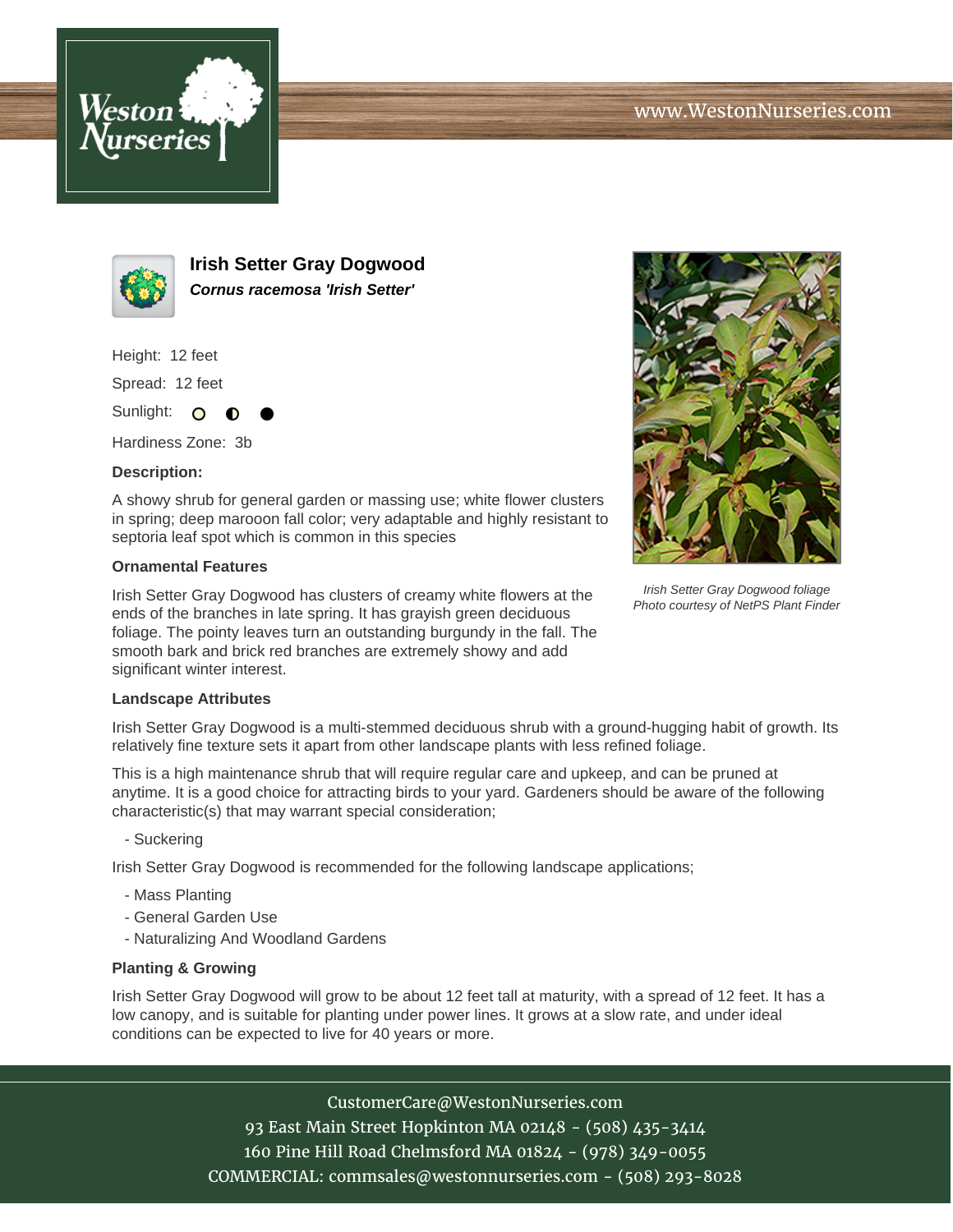# Irish Setter Gray Dogwood

***Cornus racemosa 'Irish Setter'***

Height: 12 feet

Spread: 12 feet

Sunlight: ○ ◐ ●

Hardiness Zone: 3b

**Description:**

A showy shrub for general garden or massing use; white flower clusters in spring; deep marooon fall color; very adaptable and highly resistant to septoria leaf spot which is common in this species

*Irish Setter Gray Dogwood foliage*
*Photo courtesy of NetPS Plant Finder*

### Ornamental Features

Irish Setter Gray Dogwood has clusters of creamy white flowers at the ends of the branches in late spring. It has grayish green deciduous foliage. The pointy leaves turn an outstanding burgundy in the fall. The smooth bark and brick red branches are extremely showy and add significant winter interest.

### Landscape Attributes

Irish Setter Gray Dogwood is a multi-stemmed deciduous shrub with a ground-hugging habit of growth. Its relatively fine texture sets it apart from other landscape plants with less refined foliage.

This is a high maintenance shrub that will require regular care and upkeep, and can be pruned at anytime. It is a good choice for attracting birds to your yard. Gardeners should be aware of the following characteristic(s) that may warrant special consideration;

- Suckering

Irish Setter Gray Dogwood is recommended for the following landscape applications;

- Mass Planting
- General Garden Use
- Naturalizing And Woodland Gardens

### Planting & Growing

Irish Setter Gray Dogwood will grow to be about 12 feet tall at maturity, with a spread of 12 feet. It has a low canopy, and is suitable for planting under power lines. It grows at a slow rate, and under ideal conditions can be expected to live for 40 years or more.

CustomerCare@WestonNurseries.com
93 East Main Street Hopkinton MA 02148 - (508) 435-3414
160 Pine Hill Road Chelmsford MA 01824 - (978) 349-0055
COMMERCIAL: commsales@westonnurseries.com - (508) 293-8028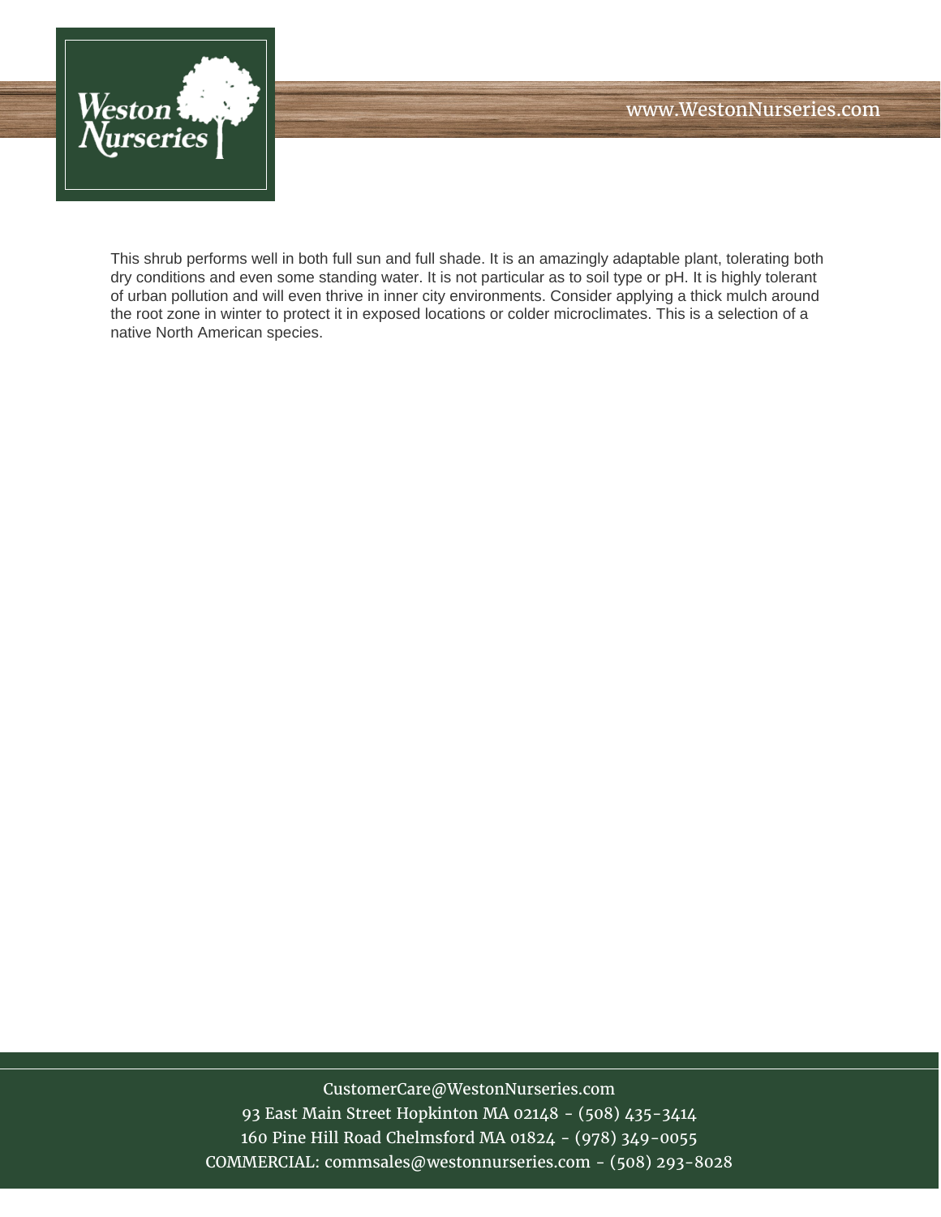This shrub performs well in both full sun and full shade. It is an amazingly adaptable plant, tolerating both dry conditions and even some standing water. It is not particular as to soil type or pH. It is highly tolerant of urban pollution and will even thrive in inner city environments. Consider applying a thick mulch around the root zone in winter to protect it in exposed locations or colder microclimates. This is a selection of a native North American species.